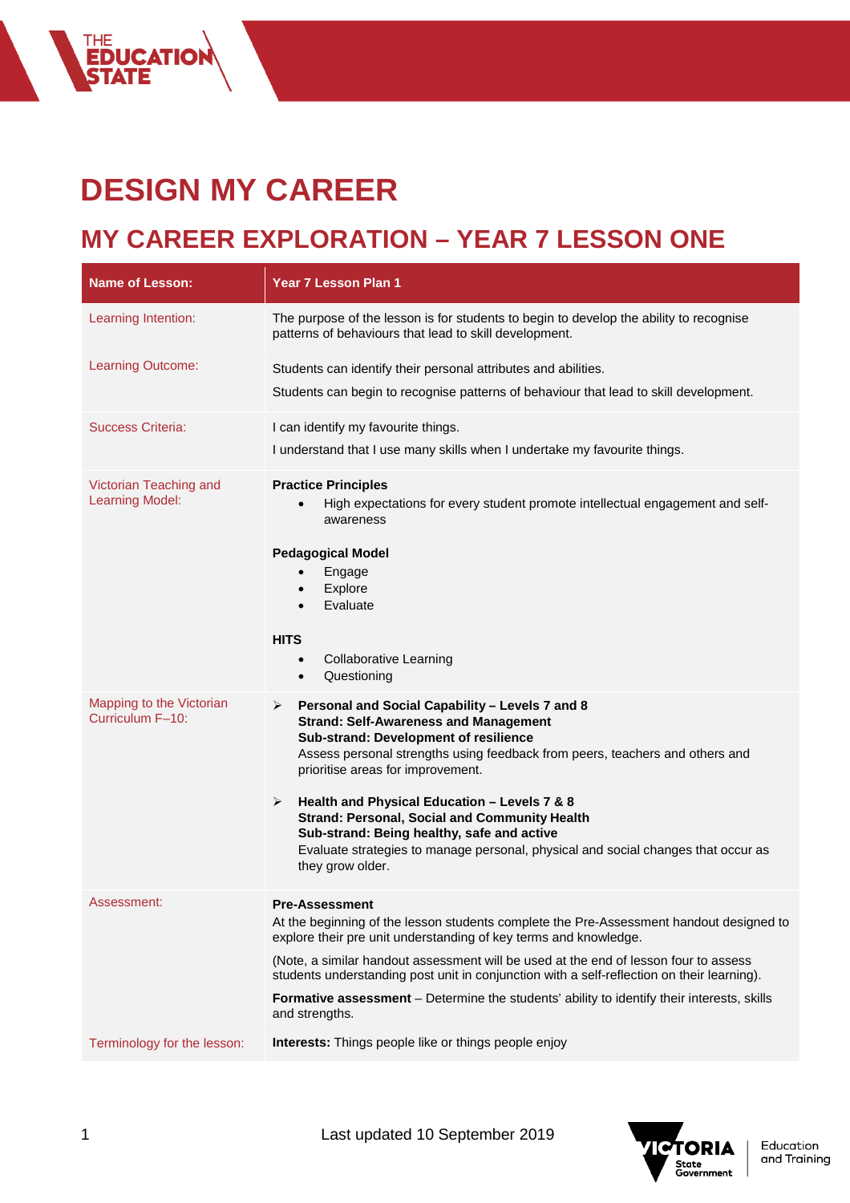# DESIGN MY CAREER

## MY CAREER EXPLORATION – YEAR 7 LESSON ONE

| Name of Lesson: | Year 7 Lesson Plan 1 |
|---|---|
| Learning Intention: | The purpose of the lesson is for students to begin to develop the ability to recognise patterns of behaviours that lead to skill development. |
| Learning Outcome: | Students can identify their personal attributes and abilities.<br><br>Students can begin to recognise patterns of behaviour that lead to skill development. |
| Success Criteria: | I can identify my favourite things.<br><br>I understand that I use many skills when I undertake my favourite things. |
| Victorian Teaching and Learning Model: | **Practice Principles**<br>• High expectations for every student promote intellectual engagement and self-awareness<br><br>**Pedagogical Model**<br>• Engage<br>• Explore<br>• Evaluate<br><br>**HITS**<br>• Collaborative Learning<br>• Questioning |
| Mapping to the Victorian Curriculum F–10: | ➢ **Personal and Social Capability – Levels 7 and 8**<br>**Strand: Self-Awareness and Management**<br>**Sub-strand: Development of resilience**<br>Assess personal strengths using feedback from peers, teachers and others and prioritise areas for improvement.<br><br>➢ **Health and Physical Education – Levels 7 & 8**<br>**Strand: Personal, Social and Community Health**<br>**Sub-strand: Being healthy, safe and active**<br>Evaluate strategies to manage personal, physical and social changes that occur as they grow older. |
| Assessment: | **Pre-Assessment**<br>At the beginning of the lesson students complete the Pre-Assessment handout designed to explore their pre unit understanding of key terms and knowledge.<br><br>(Note, a similar handout assessment will be used at the end of lesson four to assess students understanding post unit in conjunction with a self-reflection on their learning).<br><br>**Formative assessment** – Determine the students' ability to identify their interests, skills and strengths. |
| Terminology for the lesson: | **Interests:** Things people like or things people enjoy |

Last updated 10 September 2019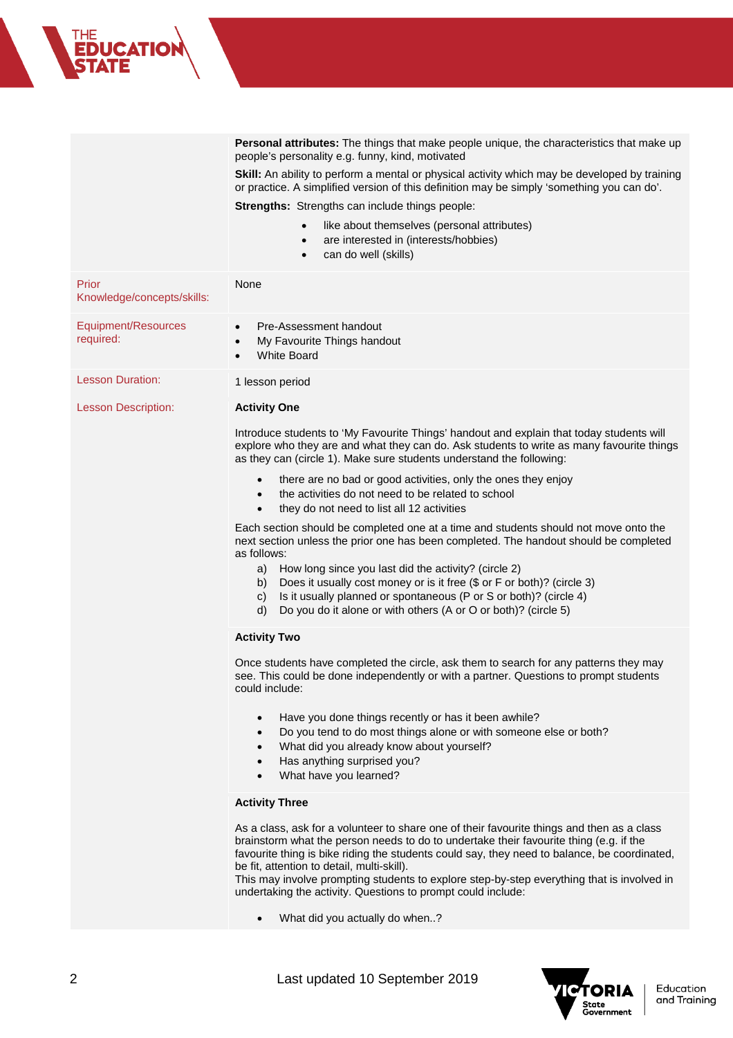| | |
|---|---|
| | **Personal attributes:** The things that make people unique, the characteristics that make up people's personality e.g. funny, kind, motivated<br><br>**Skill:** An ability to perform a mental or physical activity which may be developed by training or practice. A simplified version of this definition may be simply 'something you can do'.<br><br>**Strengths:** Strengths can include things people:<br>• like about themselves (personal attributes)<br>• are interested in (interests/hobbies)<br>• can do well (skills) |
| Prior Knowledge/concepts/skills: | None |
| Equipment/Resources required: | • Pre-Assessment handout<br>• My Favourite Things handout<br>• White Board |
| Lesson Duration: | 1 lesson period |
| Lesson Description: | **Activity One**<br><br>Introduce students to 'My Favourite Things' handout and explain that today students will explore who they are and what they can do. Ask students to write as many favourite things as they can (circle 1). Make sure students understand the following:<br>• there are no bad or good activities, only the ones they enjoy<br>• the activities do not need to be related to school<br>• they do not need to list all 12 activities<br><br>Each section should be completed one at a time and students should not move onto the next section unless the prior one has been completed. The handout should be completed as follows:<br>a) How long since you last did the activity? (circle 2)<br>b) Does it usually cost money or is it free ($ or F or both)? (circle 3)<br>c) Is it usually planned or spontaneous (P or S or both)? (circle 4)<br>d) Do you do it alone or with others (A or O or both)? (circle 5) |
| | **Activity Two**<br><br>Once students have completed the circle, ask them to search for any patterns they may see. This could be done independently or with a partner. Questions to prompt students could include:<br>• Have you done things recently or has it been awhile?<br>• Do you tend to do most things alone or with someone else or both?<br>• What did you already know about yourself?<br>• Has anything surprised you?<br>• What have you learned? |
| | **Activity Three**<br><br>As a class, ask for a volunteer to share one of their favourite things and then as a class brainstorm what the person needs to do to undertake their favourite thing (e.g. if the favourite thing is bike riding the students could say, they need to balance, be coordinated, be fit, attention to detail, multi-skill).<br>This may involve prompting students to explore step-by-step everything that is involved in undertaking the activity. Questions to prompt could include:<br>• What did you actually do when..? |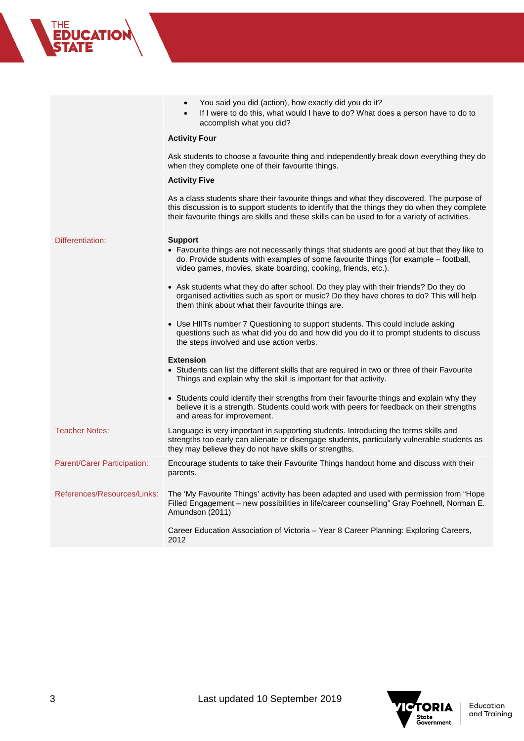| | |
|---|---|
| | • You said you did (action), how exactly did you do it?<br>• If I were to do this, what would I have to do? What does a person have to do to accomplish what you did? |
| | **Activity Four**<br><br>Ask students to choose a favourite thing and independently break down everything they do when they complete one of their favourite things. |
| | **Activity Five**<br><br>As a class students share their favourite things and what they discovered. The purpose of this discussion is to support students to identify that the things they do when they complete their favourite things are skills and these skills can be used to for a variety of activities. |
| Differentiation: | **Support**<br>• Favourite things are not necessarily things that students are good at but that they like to do. Provide students with examples of some favourite things (for example – football, video games, movies, skate boarding, cooking, friends, etc.).<br><br>• Ask students what they do after school. Do they play with their friends? Do they do organised activities such as sport or music? Do they have chores to do? This will help them think about what their favourite things are.<br><br>• Use HIITs number 7 Questioning to support students. This could include asking questions such as what did you do and how did you do it to prompt students to discuss the steps involved and use action verbs.<br><br>**Extension**<br>• Students can list the different skills that are required in two or three of their Favourite Things and explain why the skill is important for that activity.<br><br>• Students could identify their strengths from their favourite things and explain why they believe it is a strength. Students could work with peers for feedback on their strengths and areas for improvement. |
| Teacher Notes: | Language is very important in supporting students. Introducing the terms skills and strengths too early can alienate or disengage students, particularly vulnerable students as they may believe they do not have skills or strengths. |
| Parent/Carer Participation: | Encourage students to take their Favourite Things handout home and discuss with their parents. |
| References/Resources/Links: | The 'My Favourite Things' activity has been adapted and used with permission from "Hope Filled Engagement – new possibilities in life/career counselling" Gray Poehnell, Norman E. Amundson (2011)<br><br>Career Education Association of Victoria – Year 8 Career Planning: Exploring Careers, 2012 |

Last updated 10 September 2019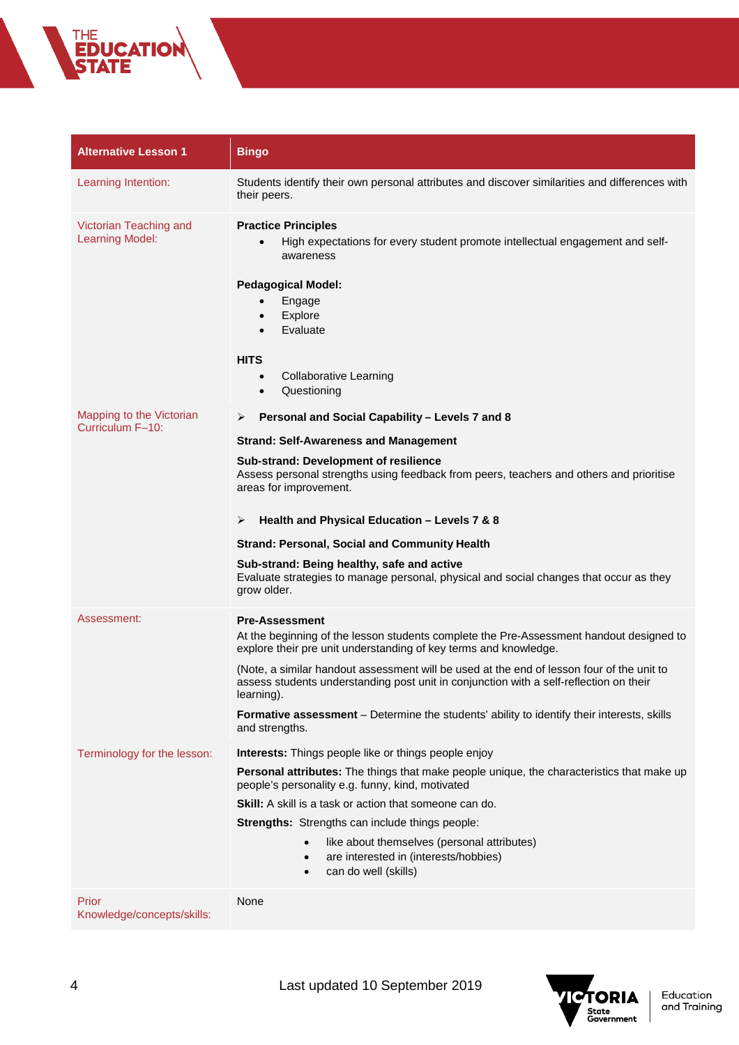| Alternative Lesson 1 | Bingo |
| --- | --- |
| Learning Intention: | Students identify their own personal attributes and discover similarities and differences with their peers. |
| Victorian Teaching and Learning Model: | **Practice Principles**<br>• High expectations for every student promote intellectual engagement and self-awareness<br><br>**Pedagogical Model:**<br>• Engage<br>• Explore<br>• Evaluate<br><br>**HITS**<br>• Collaborative Learning<br>• Questioning |
| Mapping to the Victorian Curriculum F–10: | ➢ **Personal and Social Capability – Levels 7 and 8**<br><br>**Strand: Self-Awareness and Management**<br><br>**Sub-strand: Development of resilience**<br>Assess personal strengths using feedback from peers, teachers and others and prioritise areas for improvement.<br><br>➢ **Health and Physical Education – Levels 7 & 8**<br><br>**Strand: Personal, Social and Community Health**<br><br>**Sub-strand: Being healthy, safe and active**<br>Evaluate strategies to manage personal, physical and social changes that occur as they grow older. |
| Assessment: | **Pre-Assessment**<br>At the beginning of the lesson students complete the Pre-Assessment handout designed to explore their pre unit understanding of key terms and knowledge.<br><br>(Note, a similar handout assessment will be used at the end of lesson four of the unit to assess students understanding post unit in conjunction with a self-reflection on their learning).<br><br>**Formative assessment** – Determine the students' ability to identify their interests, skills and strengths. |
| Terminology for the lesson: | **Interests:** Things people like or things people enjoy<br><br>**Personal attributes:** The things that make people unique, the characteristics that make up people's personality e.g. funny, kind, motivated<br><br>**Skill:** A skill is a task or action that someone can do.<br><br>**Strengths:** Strengths can include things people:<br>• like about themselves (personal attributes)<br>• are interested in (interests/hobbies)<br>• can do well (skills) |
| Prior Knowledge/concepts/skills: | None |

Last updated 10 September 2019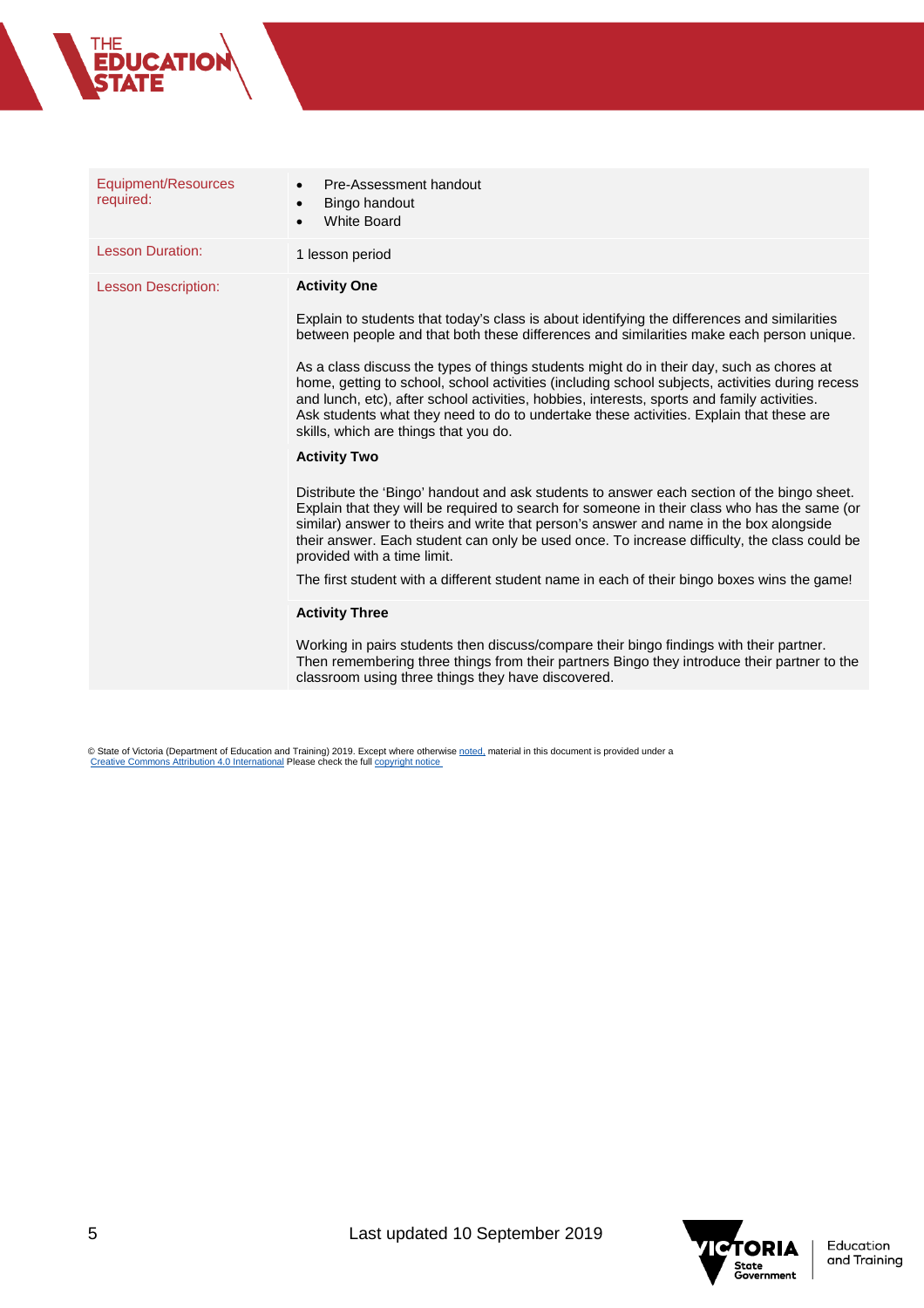| | |
|---|---|
| Equipment/Resources required: | • Pre-Assessment handout<br>• Bingo handout<br>• White Board |
| Lesson Duration: | 1 lesson period |
| Lesson Description: | **Activity One**<br><br>Explain to students that today's class is about identifying the differences and similarities between people and that both these differences and similarities make each person unique.<br><br>As a class discuss the types of things students might do in their day, such as chores at home, getting to school, school activities (including school subjects, activities during recess and lunch, etc), after school activities, hobbies, interests, sports and family activities. Ask students what they need to do to undertake these activities. Explain that these are skills, which are things that you do.<br><br>**Activity Two**<br><br>Distribute the 'Bingo' handout and ask students to answer each section of the bingo sheet. Explain that they will be required to search for someone in their class who has the same (or similar) answer to theirs and write that person's answer and name in the box alongside their answer. Each student can only be used once. To increase difficulty, the class could be provided with a time limit.<br><br>The first student with a different student name in each of their bingo boxes wins the game!<br><br>**Activity Three**<br><br>Working in pairs students then discuss/compare their bingo findings with their partner. Then remembering three things from their partners Bingo they introduce their partner to the classroom using three things they have discovered. |

© State of Victoria (Department of Education and Training) 2019. Except where otherwise noted, material in this document is provided under a Creative Commons Attribution 4.0 International Please check the full copyright notice

Last updated 10 September 2019